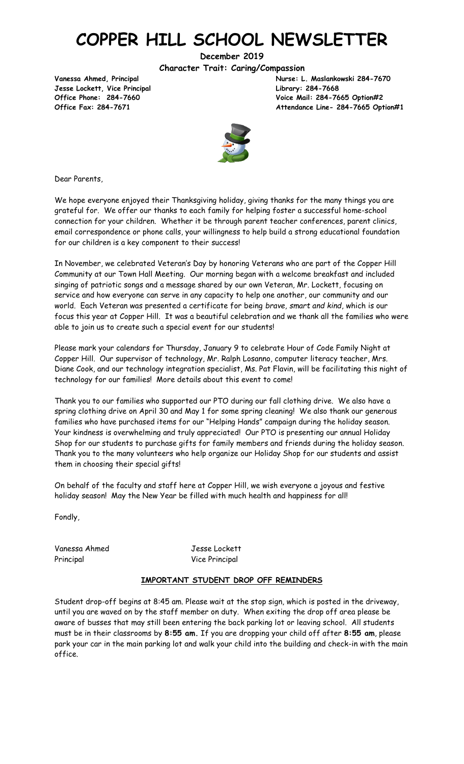# COPPER HILL SCHOOL NEWSLETTER

**December 2019**

**Character Trait: Caring/Compassion**

**Vanessa Ahmed, Principal**
**Jesse Lockett, Vice Principal**
**Office Phone: 284-7660**
**Office Fax: 284-7671**

**Nurse: L. Maslankowski 284-7670**
**Library: 284-7668**
**Voice Mail: 284-7665 Option#2**
**Attendance Line- 284-7665 Option#1**

Dear Parents,

We hope everyone enjoyed their Thanksgiving holiday, giving thanks for the many things you are grateful for. We offer our thanks to each family for helping foster a successful home-school connection for your children. Whether it be through parent teacher conferences, parent clinics, email correspondence or phone calls, your willingness to help build a strong educational foundation for our children is a key component to their success!

In November, we celebrated Veteran's Day by honoring Veterans who are part of the Copper Hill Community at our Town Hall Meeting. Our morning began with a welcome breakfast and included singing of patriotic songs and a message shared by our own Veteran, Mr. Lockett, focusing on service and how everyone can serve in any capacity to help one another, our community and our world. Each Veteran was presented a certificate for being *brave, smart and kind*, which is our focus this year at Copper Hill. It was a beautiful celebration and we thank all the families who were able to join us to create such a special event for our students!

Please mark your calendars for Thursday, January 9 to celebrate Hour of Code Family Night at Copper Hill. Our supervisor of technology, Mr. Ralph Losanno, computer literacy teacher, Mrs. Diane Cook, and our technology integration specialist, Ms. Pat Flavin, will be facilitating this night of technology for our families! More details about this event to come!

Thank you to our families who supported our PTO during our fall clothing drive. We also have a spring clothing drive on April 30 and May 1 for some spring cleaning! We also thank our generous families who have purchased items for our "Helping Hands" campaign during the holiday season. Your kindness is overwhelming and truly appreciated! Our PTO is presenting our annual Holiday Shop for our students to purchase gifts for family members and friends during the holiday season. Thank you to the many volunteers who help organize our Holiday Shop for our students and assist them in choosing their special gifts!

On behalf of the faculty and staff here at Copper Hill, we wish everyone a joyous and festive holiday season! May the New Year be filled with much health and happiness for all!

Fondly,

Vanessa Ahmed
Principal

Jesse Lockett
Vice Principal

**IMPORTANT STUDENT DROP OFF REMINDERS**

Student drop-off begins at 8:45 am. Please wait at the stop sign, which is posted in the driveway, until you are waved on by the staff member on duty. When exiting the drop off area please be aware of busses that may still been entering the back parking lot or leaving school. All students must be in their classrooms by **8:55 am.** If you are dropping your child off after **8:55 am**, please park your car in the main parking lot and walk your child into the building and check-in with the main office.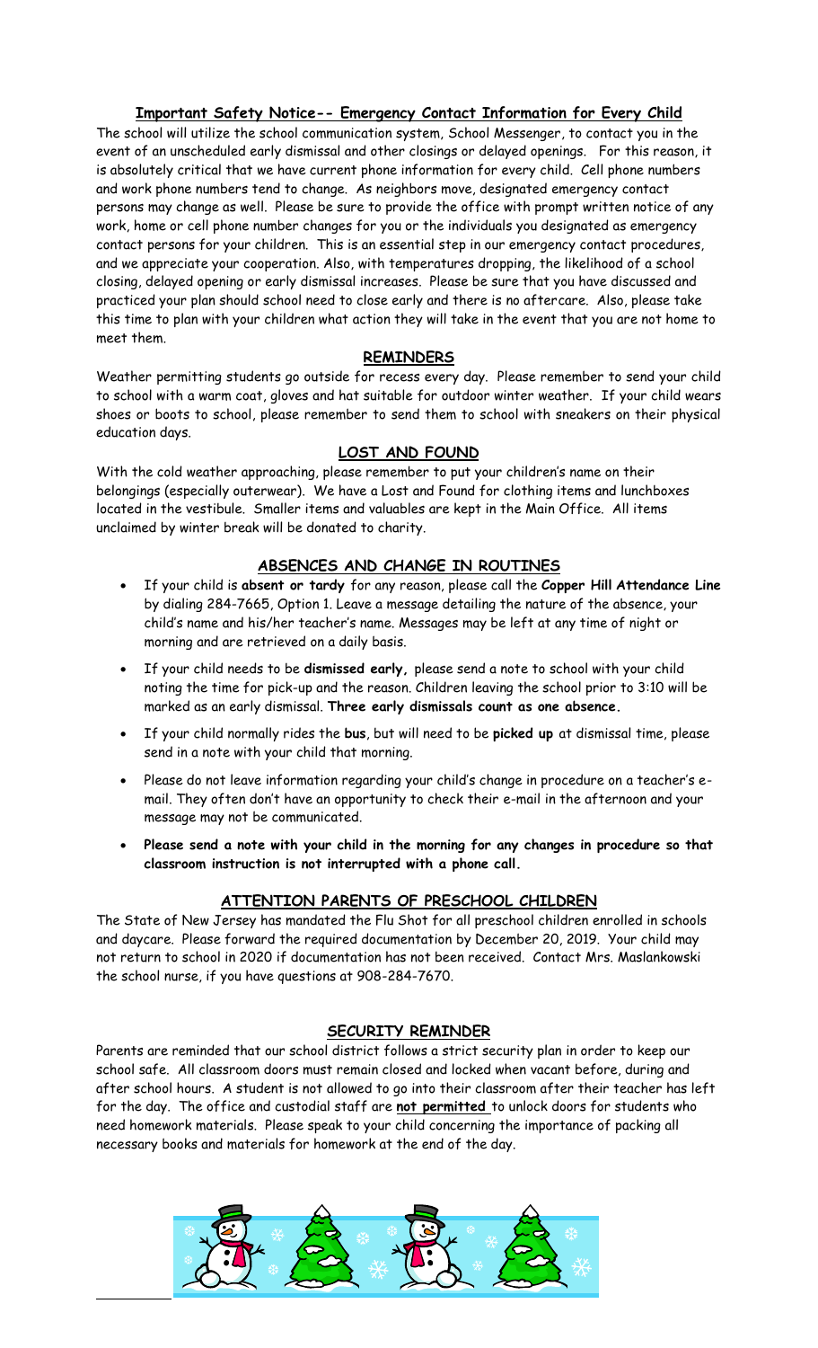## Important Safety Notice-- Emergency Contact Information for Every Child

The school will utilize the school communication system, School Messenger, to contact you in the event of an unscheduled early dismissal and other closings or delayed openings. For this reason, it is absolutely critical that we have current phone information for every child. Cell phone numbers and work phone numbers tend to change. As neighbors move, designated emergency contact persons may change as well. Please be sure to provide the office with prompt written notice of any work, home or cell phone number changes for you or the individuals you designated as emergency contact persons for your children. This is an essential step in our emergency contact procedures, and we appreciate your cooperation. Also, with temperatures dropping, the likelihood of a school closing, delayed opening or early dismissal increases. Please be sure that you have discussed and practiced your plan should school need to close early and there is no aftercare. Also, please take this time to plan with your children what action they will take in the event that you are not home to meet them.

## REMINDERS

Weather permitting students go outside for recess every day. Please remember to send your child to school with a warm coat, gloves and hat suitable for outdoor winter weather. If your child wears shoes or boots to school, please remember to send them to school with sneakers on their physical education days.

## LOST AND FOUND

With the cold weather approaching, please remember to put your children's name on their belongings (especially outerwear). We have a Lost and Found for clothing items and lunchboxes located in the vestibule. Smaller items and valuables are kept in the Main Office. All items unclaimed by winter break will be donated to charity.

## ABSENCES AND CHANGE IN ROUTINES

- If your child is **absent or tardy** for any reason, please call the **Copper Hill Attendance Line** by dialing 284-7665, Option 1. Leave a message detailing the nature of the absence, your child's name and his/her teacher's name. Messages may be left at any time of night or morning and are retrieved on a daily basis.
- If your child needs to be **dismissed early,** please send a note to school with your child noting the time for pick-up and the reason. Children leaving the school prior to 3:10 will be marked as an early dismissal. **Three early dismissals count as one absence.**
- If your child normally rides the **bus**, but will need to be **picked up** at dismissal time, please send in a note with your child that morning.
- Please do not leave information regarding your child's change in procedure on a teacher's e-mail. They often don't have an opportunity to check their e-mail in the afternoon and your message may not be communicated.
- **Please send a note with your child in the morning for any changes in procedure so that classroom instruction is not interrupted with a phone call.**

## ATTENTION PARENTS OF PRESCHOOL CHILDREN

The State of New Jersey has mandated the Flu Shot for all preschool children enrolled in schools and daycare. Please forward the required documentation by December 20, 2019. Your child may not return to school in 2020 if documentation has not been received. Contact Mrs. Maslankowski the school nurse, if you have questions at 908-284-7670.

## SECURITY REMINDER

Parents are reminded that our school district follows a strict security plan in order to keep our school safe. All classroom doors must remain closed and locked when vacant before, during and after school hours. A student is not allowed to go into their classroom after their teacher has left for the day. The office and custodial staff are **not permitted** to unlock doors for students who need homework materials. Please speak to your child concerning the importance of packing all necessary books and materials for homework at the end of the day.